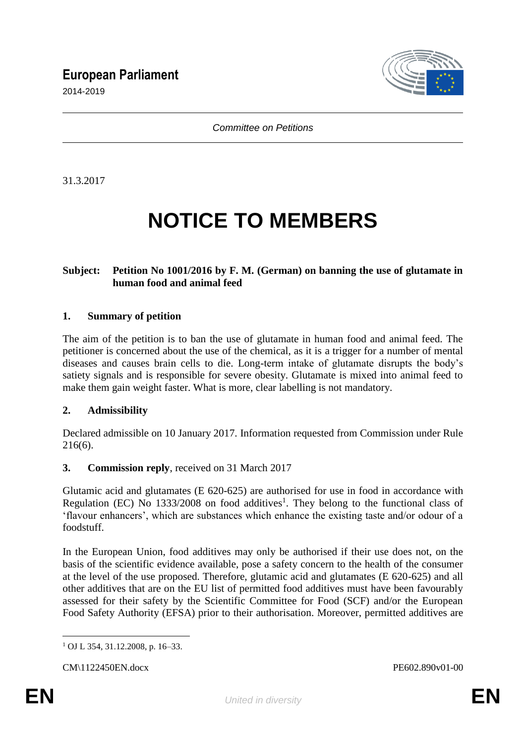European Parliament

2014-2019

*Committee on Petitions*

31.3.2017

# NOTICE TO MEMBERS

**Subject: Petition No 1001/2016 by F. M. (German) on banning the use of glutamate in human food and animal feed**

## 1. Summary of petition

The aim of the petition is to ban the use of glutamate in human food and animal feed. The petitioner is concerned about the use of the chemical, as it is a trigger for a number of mental diseases and causes brain cells to die. Long-term intake of glutamate disrupts the body's satiety signals and is responsible for severe obesity. Glutamate is mixed into animal feed to make them gain weight faster. What is more, clear labelling is not mandatory.

## 2. Admissibility

Declared admissible on 10 January 2017. Information requested from Commission under Rule 216(6).

## 3. Commission reply, received on 31 March 2017

Glutamic acid and glutamates (E 620-625) are authorised for use in food in accordance with Regulation (EC) No 1333/2008 on food additives[1]. They belong to the functional class of 'flavour enhancers', which are substances which enhance the existing taste and/or odour of a foodstuff.

In the European Union, food additives may only be authorised if their use does not, on the basis of the scientific evidence available, pose a safety concern to the health of the consumer at the level of the use proposed. Therefore, glutamic acid and glutamates (E 620-625) and all other additives that are on the EU list of permitted food additives must have been favourably assessed for their safety by the Scientific Committee for Food (SCF) and/or the European Food Safety Authority (EFSA) prior to their authorisation. Moreover, permitted additives are

[1] OJ L 354, 31.12.2008, p. 16–33.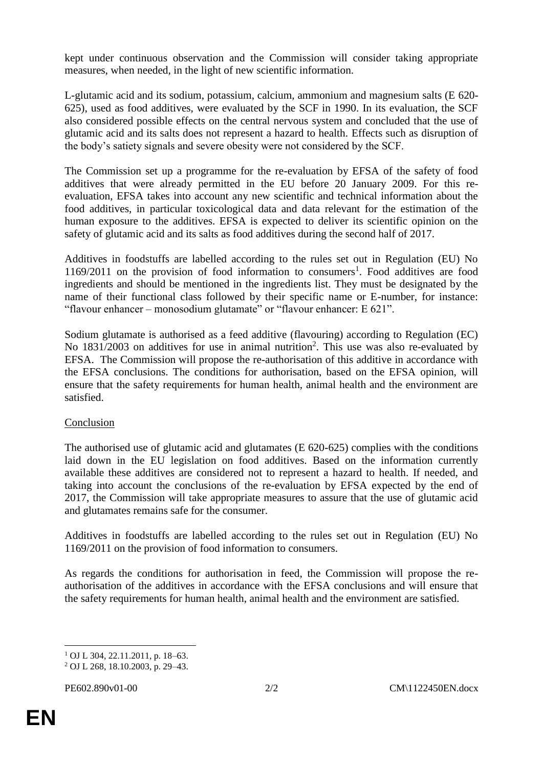kept under continuous observation and the Commission will consider taking appropriate measures, when needed, in the light of new scientific information.

L-glutamic acid and its sodium, potassium, calcium, ammonium and magnesium salts (E 620-625), used as food additives, were evaluated by the SCF in 1990. In its evaluation, the SCF also considered possible effects on the central nervous system and concluded that the use of glutamic acid and its salts does not represent a hazard to health. Effects such as disruption of the body's satiety signals and severe obesity were not considered by the SCF.

The Commission set up a programme for the re-evaluation by EFSA of the safety of food additives that were already permitted in the EU before 20 January 2009. For this re-evaluation, EFSA takes into account any new scientific and technical information about the food additives, in particular toxicological data and data relevant for the estimation of the human exposure to the additives. EFSA is expected to deliver its scientific opinion on the safety of glutamic acid and its salts as food additives during the second half of 2017.

Additives in foodstuffs are labelled according to the rules set out in Regulation (EU) No 1169/2011 on the provision of food information to consumers[1]. Food additives are food ingredients and should be mentioned in the ingredients list. They must be designated by the name of their functional class followed by their specific name or E-number, for instance: "flavour enhancer – monosodium glutamate" or "flavour enhancer: E 621".

Sodium glutamate is authorised as a feed additive (flavouring) according to Regulation (EC) No 1831/2003 on additives for use in animal nutrition[2]. This use was also re-evaluated by EFSA. The Commission will propose the re-authorisation of this additive in accordance with the EFSA conclusions. The conditions for authorisation, based on the EFSA opinion, will ensure that the safety requirements for human health, animal health and the environment are satisfied.

Conclusion

The authorised use of glutamic acid and glutamates (E 620-625) complies with the conditions laid down in the EU legislation on food additives. Based on the information currently available these additives are considered not to represent a hazard to health. If needed, and taking into account the conclusions of the re-evaluation by EFSA expected by the end of 2017, the Commission will take appropriate measures to assure that the use of glutamic acid and glutamates remains safe for the consumer.

Additives in foodstuffs are labelled according to the rules set out in Regulation (EU) No 1169/2011 on the provision of food information to consumers.

As regards the conditions for authorisation in feed, the Commission will propose the re-authorisation of the additives in accordance with the EFSA conclusions and will ensure that the safety requirements for human health, animal health and the environment are satisfied.

[1] OJ L 304, 22.11.2011, p. 18–63.

[2] OJ L 268, 18.10.2003, p. 29–43.